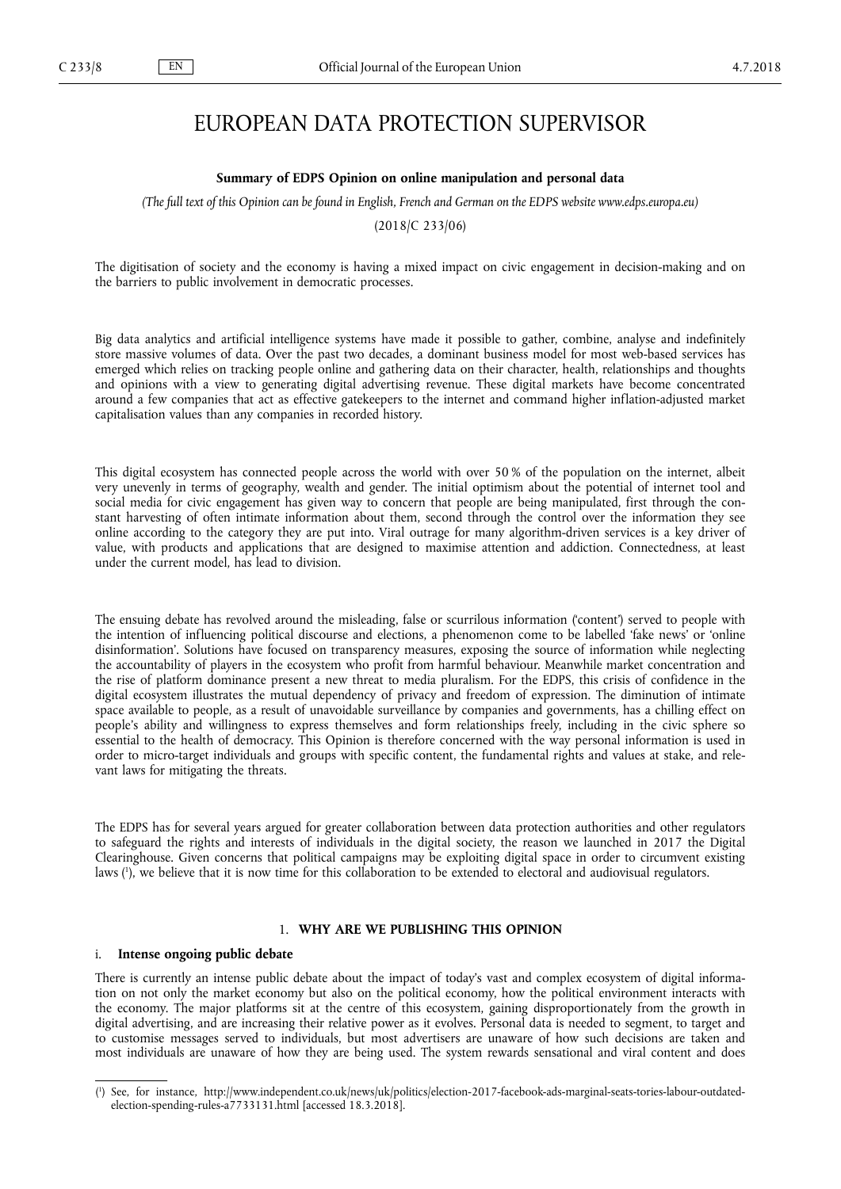# EUROPEAN DATA PROTECTION SUPERVISOR

**Summary of EDPS Opinion on online manipulation and personal data**

*(The full text of this Opinion can be found in English, French and German on the EDPS website www.edps.europa.eu)*

(2018/C 233/06)

The digitisation of society and the economy is having a mixed impact on civic engagement in decision-making and on the barriers to public involvement in democratic processes.

Big data analytics and artificial intelligence systems have made it possible to gather, combine, analyse and indefinitely store massive volumes of data. Over the past two decades, a dominant business model for most web-based services has emerged which relies on tracking people online and gathering data on their character, health, relationships and thoughts and opinions with a view to generating digital advertising revenue. These digital markets have become concentrated around a few companies that act as effective gatekeepers to the internet and command higher inflation-adjusted market capitalisation values than any companies in recorded history.

This digital ecosystem has connected people across the world with over 50 % of the population on the internet, albeit very unevenly in terms of geography, wealth and gender. The initial optimism about the potential of internet tool and social media for civic engagement has given way to concern that people are being manipulated, first through the constant harvesting of often intimate information about them, second through the control over the information they see online according to the category they are put into. Viral outrage for many algorithm-driven services is a key driver of value, with products and applications that are designed to maximise attention and addiction. Connectedness, at least under the current model, has lead to division.

The ensuing debate has revolved around the misleading, false or scurrilous information ('content') served to people with the intention of influencing political discourse and elections, a phenomenon come to be labelled 'fake news' or 'online disinformation'. Solutions have focused on transparency measures, exposing the source of information while neglecting the accountability of players in the ecosystem who profit from harmful behaviour. Meanwhile market concentration and the rise of platform dominance present a new threat to media pluralism. For the EDPS, this crisis of confidence in the digital ecosystem illustrates the mutual dependency of privacy and freedom of expression. The diminution of intimate space available to people, as a result of unavoidable surveillance by companies and governments, has a chilling effect on people's ability and willingness to express themselves and form relationships freely, including in the civic sphere so essential to the health of democracy. This Opinion is therefore concerned with the way personal information is used in order to micro-target individuals and groups with specific content, the fundamental rights and values at stake, and relevant laws for mitigating the threats.

The EDPS has for several years argued for greater collaboration between data protection authorities and other regulators to safeguard the rights and interests of individuals in the digital society, the reason we launched in 2017 the Digital Clearinghouse. Given concerns that political campaigns may be exploiting digital space in order to circumvent existing laws [1], we believe that it is now time for this collaboration to be extended to electoral and audiovisual regulators.

## 1. WHY ARE WE PUBLISHING THIS OPINION

### i. Intense ongoing public debate

There is currently an intense public debate about the impact of today's vast and complex ecosystem of digital information on not only the market economy but also on the political economy, how the political environment interacts with the economy. The major platforms sit at the centre of this ecosystem, gaining disproportionately from the growth in digital advertising, and are increasing their relative power as it evolves. Personal data is needed to segment, to target and to customise messages served to individuals, but most advertisers are unaware of how such decisions are taken and most individuals are unaware of how they are being used. The system rewards sensational and viral content and does

---

[1] See, for instance, http://www.independent.co.uk/news/uk/politics/election-2017-facebook-ads-marginal-seats-tories-labour-outdated-election-spending-rules-a7733131.html [accessed 18.3.2018].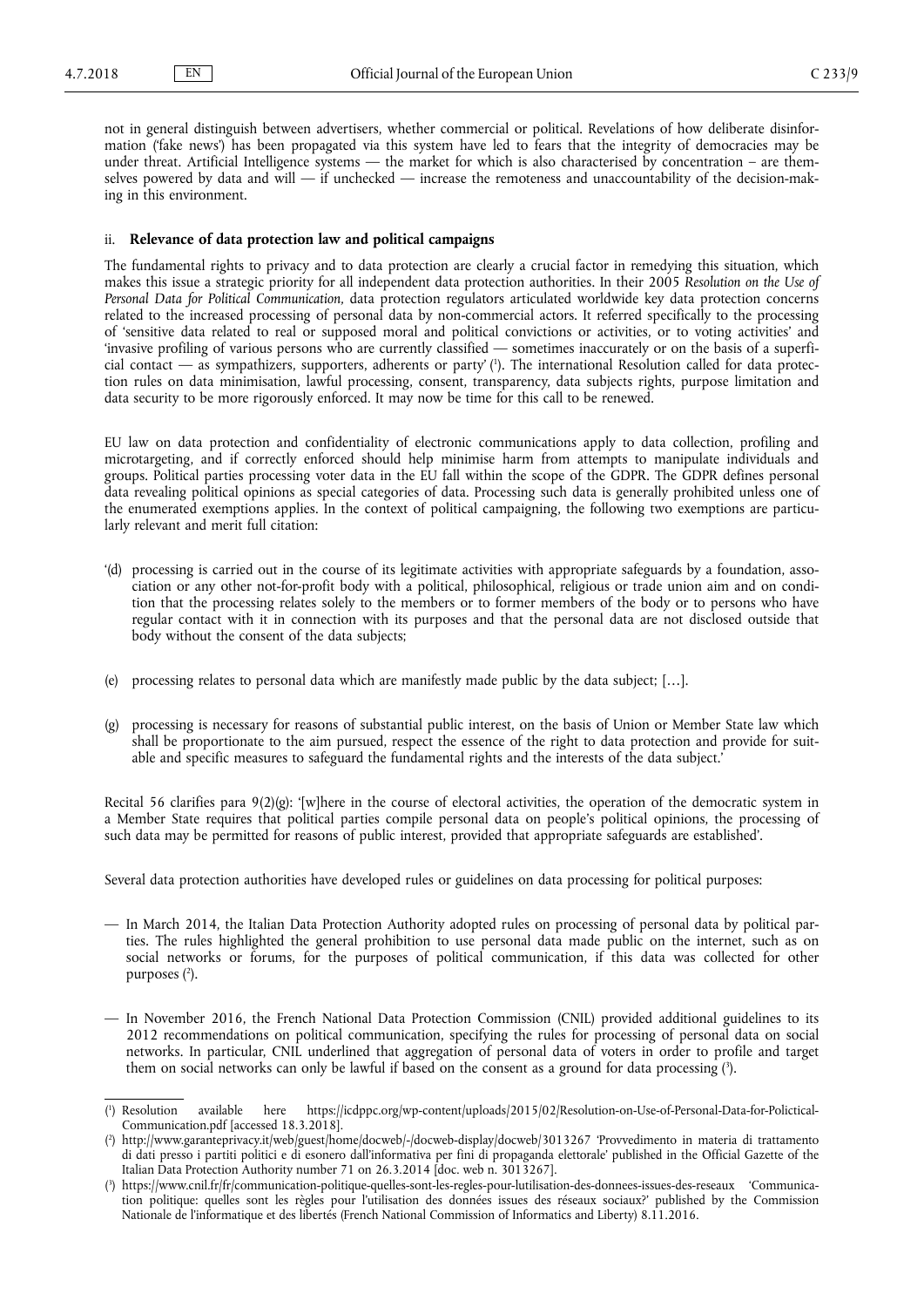not in general distinguish between advertisers, whether commercial or political. Revelations of how deliberate disinformation ('fake news') has been propagated via this system have led to fears that the integrity of democracies may be under threat. Artificial Intelligence systems — the market for which is also characterised by concentration – are themselves powered by data and will — if unchecked — increase the remoteness and unaccountability of the decision-making in this environment.

### ii. **Relevance of data protection law and political campaigns**

The fundamental rights to privacy and to data protection are clearly a crucial factor in remedying this situation, which makes this issue a strategic priority for all independent data protection authorities. In their 2005 *Resolution on the Use of Personal Data for Political Communication*, data protection regulators articulated worldwide key data protection concerns related to the increased processing of personal data by non-commercial actors. It referred specifically to the processing of 'sensitive data related to real or supposed moral and political convictions or activities, or to voting activities' and 'invasive profiling of various persons who are currently classified — sometimes inaccurately or on the basis of a superficial contact — as sympathizers, supporters, adherents or party' [1]. The international Resolution called for data protection rules on data minimisation, lawful processing, consent, transparency, data subjects rights, purpose limitation and data security to be more rigorously enforced. It may now be time for this call to be renewed.

EU law on data protection and confidentiality of electronic communications apply to data collection, profiling and microtargeting, and if correctly enforced should help minimise harm from attempts to manipulate individuals and groups. Political parties processing voter data in the EU fall within the scope of the GDPR. The GDPR defines personal data revealing political opinions as special categories of data. Processing such data is generally prohibited unless one of the enumerated exemptions applies. In the context of political campaigning, the following two exemptions are particularly relevant and merit full citation:

'(d) processing is carried out in the course of its legitimate activities with appropriate safeguards by a foundation, association or any other not-for-profit body with a political, philosophical, religious or trade union aim and on condition that the processing relates solely to the members or to former members of the body or to persons who have regular contact with it in connection with its purposes and that the personal data are not disclosed outside that body without the consent of the data subjects;

(e) processing relates to personal data which are manifestly made public by the data subject; […].

(g) processing is necessary for reasons of substantial public interest, on the basis of Union or Member State law which shall be proportionate to the aim pursued, respect the essence of the right to data protection and provide for suitable and specific measures to safeguard the fundamental rights and the interests of the data subject.'

Recital 56 clarifies para 9(2)(g): '[w]here in the course of electoral activities, the operation of the democratic system in a Member State requires that political parties compile personal data on people's political opinions, the processing of such data may be permitted for reasons of public interest, provided that appropriate safeguards are established'.

Several data protection authorities have developed rules or guidelines on data processing for political purposes:

— In March 2014, the Italian Data Protection Authority adopted rules on processing of personal data by political parties. The rules highlighted the general prohibition to use personal data made public on the internet, such as on social networks or forums, for the purposes of political communication, if this data was collected for other purposes [2].

— In November 2016, the French National Data Protection Commission (CNIL) provided additional guidelines to its 2012 recommendations on political communication, specifying the rules for processing of personal data on social networks. In particular, CNIL underlined that aggregation of personal data of voters in order to profile and target them on social networks can only be lawful if based on the consent as a ground for data processing [3].

---

[1] Resolution available here https://icdppc.org/wp-content/uploads/2015/02/Resolution-on-Use-of-Personal-Data-for-Polictical-Communication.pdf [accessed 18.3.2018].

[2] http://www.garanteprivacy.it/web/guest/home/docweb/-/docweb-display/docweb/3013267 'Provvedimento in materia di trattamento di dati presso i partiti politici e di esonero dall'informativa per fini di propaganda elettorale' published in the Official Gazette of the Italian Data Protection Authority number 71 on 26.3.2014 [doc. web n. 3013267].

[3] https://www.cnil.fr/fr/communication-politique-quelles-sont-les-regles-pour-lutilisation-des-donnees-issues-des-reseaux 'Communication politique: quelles sont les règles pour l'utilisation des données issues des réseaux sociaux?' published by the Commission Nationale de l'informatique et des libertés (French National Commission of Informatics and Liberty) 8.11.2016.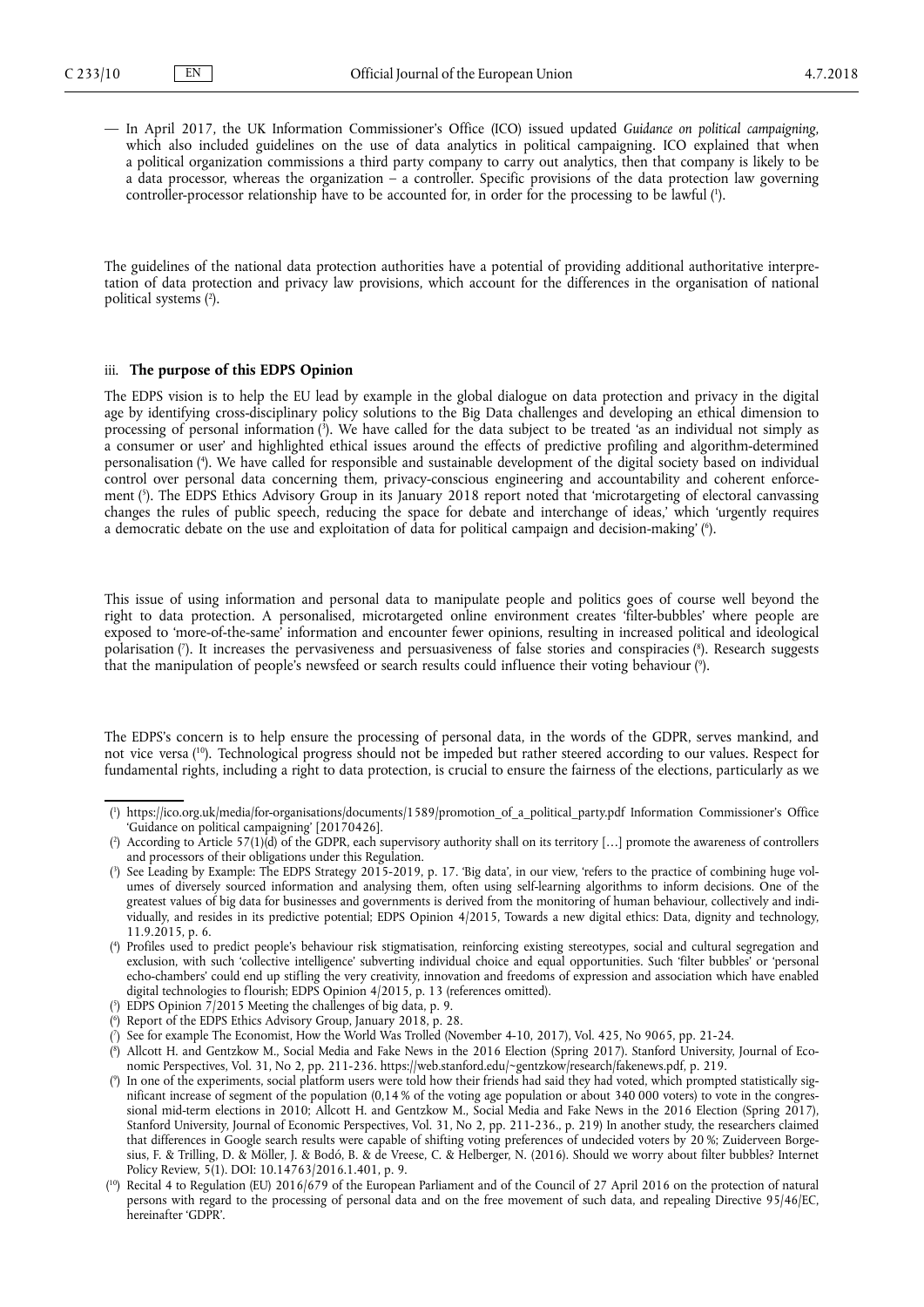— In April 2017, the UK Information Commissioner's Office (ICO) issued updated *Guidance on political campaigning*, which also included guidelines on the use of data analytics in political campaigning. ICO explained that when a political organization commissions a third party company to carry out analytics, then that company is likely to be a data processor, whereas the organization – a controller. Specific provisions of the data protection law governing controller-processor relationship have to be accounted for, in order for the processing to be lawful ([1]).

The guidelines of the national data protection authorities have a potential of providing additional authoritative interpretation of data protection and privacy law provisions, which account for the differences in the organisation of national political systems ([2]).

### iii. **The purpose of this EDPS Opinion**

The EDPS vision is to help the EU lead by example in the global dialogue on data protection and privacy in the digital age by identifying cross-disciplinary policy solutions to the Big Data challenges and developing an ethical dimension to processing of personal information ([3]). We have called for the data subject to be treated 'as an individual not simply as a consumer or user' and highlighted ethical issues around the effects of predictive profiling and algorithm-determined personalisation ([4]). We have called for responsible and sustainable development of the digital society based on individual control over personal data concerning them, privacy-conscious engineering and accountability and coherent enforcement ([5]). The EDPS Ethics Advisory Group in its January 2018 report noted that 'microtargeting of electoral canvassing changes the rules of public speech, reducing the space for debate and interchange of ideas,' which 'urgently requires a democratic debate on the use and exploitation of data for political campaign and decision-making' ([6]).

This issue of using information and personal data to manipulate people and politics goes of course well beyond the right to data protection. A personalised, microtargeted online environment creates 'filter-bubbles' where people are exposed to 'more-of-the-same' information and encounter fewer opinions, resulting in increased political and ideological polarisation ([7]). It increases the pervasiveness and persuasiveness of false stories and conspiracies ([8]). Research suggests that the manipulation of people's newsfeed or search results could influence their voting behaviour ([9]).

The EDPS's concern is to help ensure the processing of personal data, in the words of the GDPR, serves mankind, and not vice versa ([10]). Technological progress should not be impeded but rather steered according to our values. Respect for fundamental rights, including a right to data protection, is crucial to ensure the fairness of the elections, particularly as we

---

([1]) https://ico.org.uk/media/for-organisations/documents/1589/promotion_of_a_political_party.pdf Information Commissioner's Office 'Guidance on political campaigning' [20170426].

([2]) According to Article 57(1)(d) of the GDPR, each supervisory authority shall on its territory […] promote the awareness of controllers and processors of their obligations under this Regulation.

([3]) See Leading by Example: The EDPS Strategy 2015-2019, p. 17. 'Big data', in our view, 'refers to the practice of combining huge volumes of diversely sourced information and analysing them, often using self-learning algorithms to inform decisions. One of the greatest values of big data for businesses and governments is derived from the monitoring of human behaviour, collectively and individually, and resides in its predictive potential; EDPS Opinion 4/2015, Towards a new digital ethics: Data, dignity and technology, 11.9.2015, p. 6.

([4]) Profiles used to predict people's behaviour risk stigmatisation, reinforcing existing stereotypes, social and cultural segregation and exclusion, with such 'collective intelligence' subverting individual choice and equal opportunities. Such 'filter bubbles' or 'personal echo-chambers' could end up stifling the very creativity, innovation and freedoms of expression and association which have enabled digital technologies to flourish; EDPS Opinion 4/2015, p. 13 (references omitted).

([5]) EDPS Opinion 7/2015 Meeting the challenges of big data, p. 9.

([6]) Report of the EDPS Ethics Advisory Group, January 2018, p. 28.

([7]) See for example The Economist, How the World Was Trolled (November 4-10, 2017), Vol. 425, No 9065, pp. 21-24.

([8]) Allcott H. and Gentzkow M., Social Media and Fake News in the 2016 Election (Spring 2017). Stanford University, Journal of Economic Perspectives, Vol. 31, No 2, pp. 211-236. https://web.stanford.edu/~gentzkow/research/fakenews.pdf, p. 219.

([9]) In one of the experiments, social platform users were told how their friends had said they had voted, which prompted statistically significant increase of segment of the population (0,14 % of the voting age population or about 340 000 voters) to vote in the congressional mid-term elections in 2010; Allcott H. and Gentzkow M., Social Media and Fake News in the 2016 Election (Spring 2017), Stanford University, Journal of Economic Perspectives, Vol. 31, No 2, pp. 211-236., p. 219) In another study, the researchers claimed that differences in Google search results were capable of shifting voting preferences of undecided voters by 20 %; Zuiderveen Borgesius, F. & Trilling, D. & Möller, J. & Bodó, B. & de Vreese, C. & Helberger, N. (2016). Should we worry about filter bubbles? Internet Policy Review, 5(1). DOI: 10.14763/2016.1.401, p. 9.

([10]) Recital 4 to Regulation (EU) 2016/679 of the European Parliament and of the Council of 27 April 2016 on the protection of natural persons with regard to the processing of personal data and on the free movement of such data, and repealing Directive 95/46/EC, hereinafter 'GDPR'.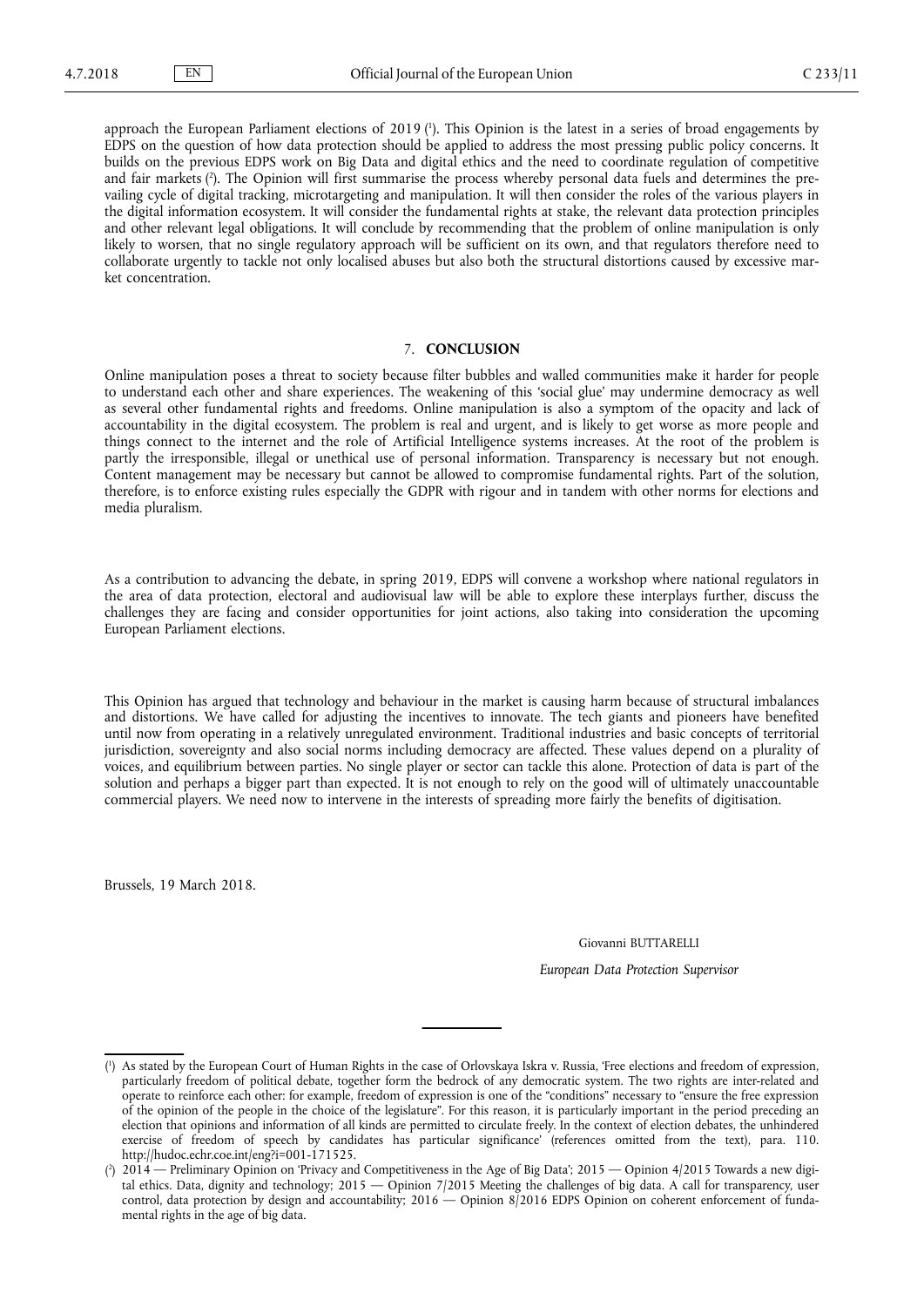approach the European Parliament elections of 2019 [1]. This Opinion is the latest in a series of broad engagements by EDPS on the question of how data protection should be applied to address the most pressing public policy concerns. It builds on the previous EDPS work on Big Data and digital ethics and the need to coordinate regulation of competitive and fair markets [2]. The Opinion will first summarise the process whereby personal data fuels and determines the prevailing cycle of digital tracking, microtargeting and manipulation. It will then consider the roles of the various players in the digital information ecosystem. It will consider the fundamental rights at stake, the relevant data protection principles and other relevant legal obligations. It will conclude by recommending that the problem of online manipulation is only likely to worsen, that no single regulatory approach will be sufficient on its own, and that regulators therefore need to collaborate urgently to tackle not only localised abuses but also both the structural distortions caused by excessive market concentration.

## 7. CONCLUSION

Online manipulation poses a threat to society because filter bubbles and walled communities make it harder for people to understand each other and share experiences. The weakening of this 'social glue' may undermine democracy as well as several other fundamental rights and freedoms. Online manipulation is also a symptom of the opacity and lack of accountability in the digital ecosystem. The problem is real and urgent, and is likely to get worse as more people and things connect to the internet and the role of Artificial Intelligence systems increases. At the root of the problem is partly the irresponsible, illegal or unethical use of personal information. Transparency is necessary but not enough. Content management may be necessary but cannot be allowed to compromise fundamental rights. Part of the solution, therefore, is to enforce existing rules especially the GDPR with rigour and in tandem with other norms for elections and media pluralism.

As a contribution to advancing the debate, in spring 2019, EDPS will convene a workshop where national regulators in the area of data protection, electoral and audiovisual law will be able to explore these interplays further, discuss the challenges they are facing and consider opportunities for joint actions, also taking into consideration the upcoming European Parliament elections.

This Opinion has argued that technology and behaviour in the market is causing harm because of structural imbalances and distortions. We have called for adjusting the incentives to innovate. The tech giants and pioneers have benefited until now from operating in a relatively unregulated environment. Traditional industries and basic concepts of territorial jurisdiction, sovereignty and also social norms including democracy are affected. These values depend on a plurality of voices, and equilibrium between parties. No single player or sector can tackle this alone. Protection of data is part of the solution and perhaps a bigger part than expected. It is not enough to rely on the good will of ultimately unaccountable commercial players. We need now to intervene in the interests of spreading more fairly the benefits of digitisation.

Brussels, 19 March 2018.

Giovanni BUTTARELLI

*European Data Protection Supervisor*

---

[1] As stated by the European Court of Human Rights in the case of Orlovskaya Iskra v. Russia, 'Free elections and freedom of expression, particularly freedom of political debate, together form the bedrock of any democratic system. The two rights are inter-related and operate to reinforce each other: for example, freedom of expression is one of the "conditions" necessary to "ensure the free expression of the opinion of the people in the choice of the legislature". For this reason, it is particularly important in the period preceding an election that opinions and information of all kinds are permitted to circulate freely. In the context of election debates, the unhindered exercise of freedom of speech by candidates has particular significance' (references omitted from the text), para. 110. http://hudoc.echr.coe.int/eng?i=001-171525.

[2] 2014 — Preliminary Opinion on 'Privacy and Competitiveness in the Age of Big Data'; 2015 — Opinion 4/2015 Towards a new digital ethics. Data, dignity and technology; 2015 — Opinion 7/2015 Meeting the challenges of big data. A call for transparency, user control, data protection by design and accountability; 2016 — Opinion 8/2016 EDPS Opinion on coherent enforcement of fundamental rights in the age of big data.